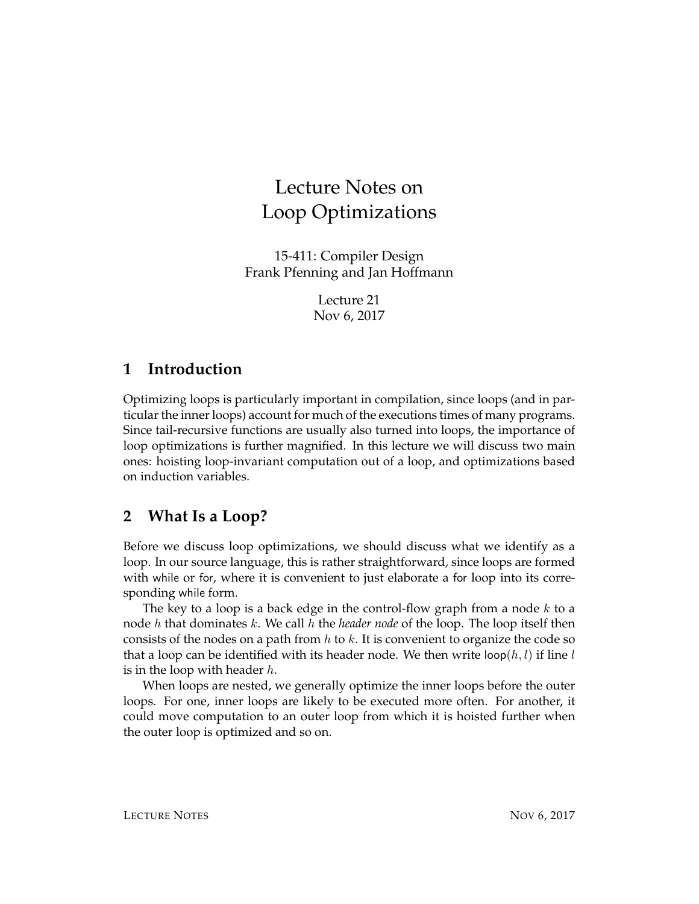# Lecture Notes on Loop Optimizations

15-411: Compiler Design
Frank Pfenning and Jan Hoffmann

Lecture 21
Nov 6, 2017

## 1 Introduction

Optimizing loops is particularly important in compilation, since loops (and in particular the inner loops) account for much of the executions times of many programs. Since tail-recursive functions are usually also turned into loops, the importance of loop optimizations is further magnified. In this lecture we will discuss two main ones: hoisting loop-invariant computation out of a loop, and optimizations based on induction variables.

## 2 What Is a Loop?

Before we discuss loop optimizations, we should discuss what we identify as a loop. In our source language, this is rather straightforward, since loops are formed with while or for, where it is convenient to just elaborate a for loop into its corresponding while form.

The key to a loop is a back edge in the control-flow graph from a node $k$ to a node $h$ that dominates $k$. We call $h$ the *header node* of the loop. The loop itself then consists of the nodes on a path from $h$ to $k$. It is convenient to organize the code so that a loop can be identified with its header node. We then write $\mathsf{loop}(h, l)$ if line $l$ is in the loop with header $h$.

When loops are nested, we generally optimize the inner loops before the outer loops. For one, inner loops are likely to be executed more often. For another, it could move computation to an outer loop from which it is hoisted further when the outer loop is optimized and so on.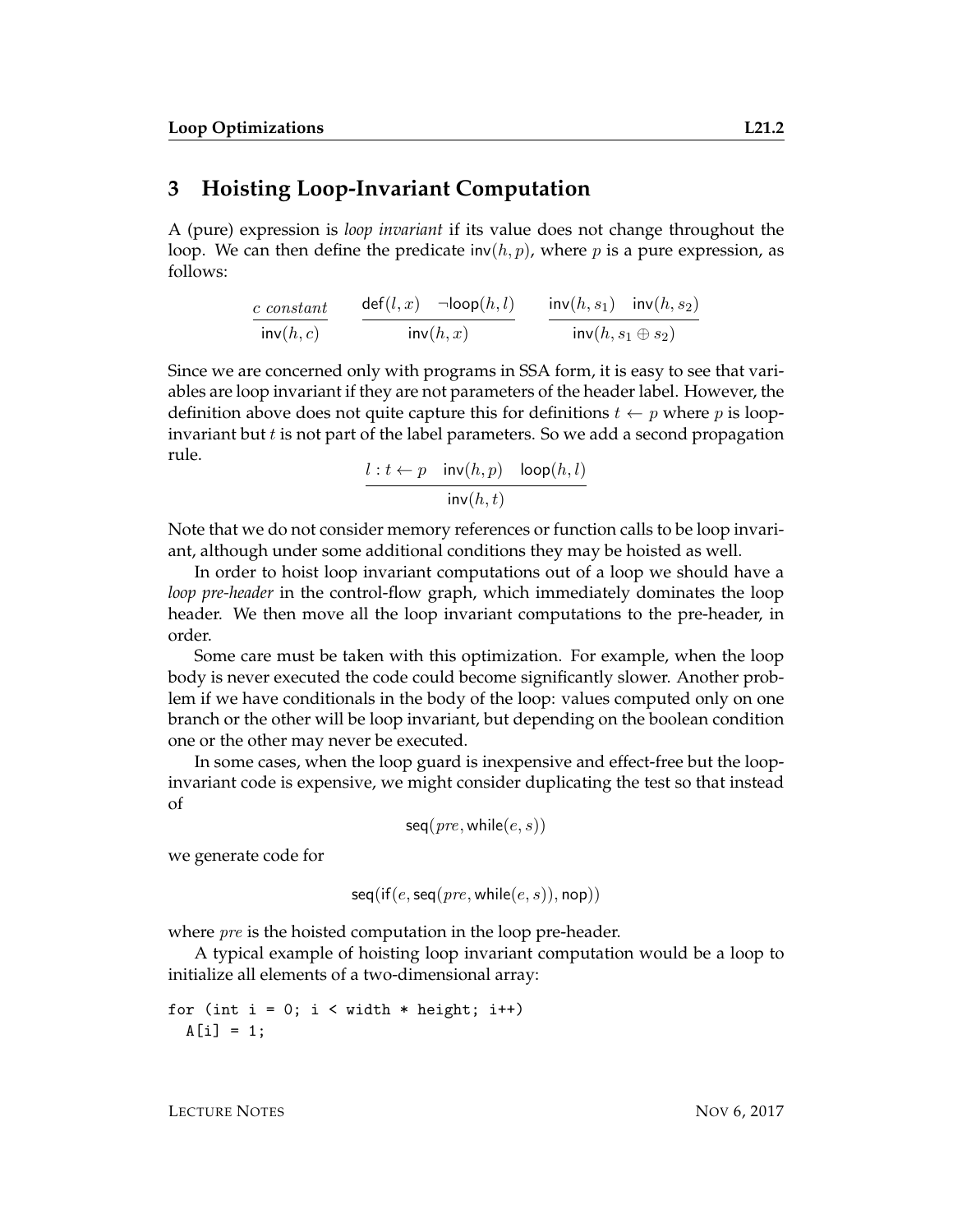# 3 Hoisting Loop-Invariant Computation

A (pure) expression is *loop invariant* if its value does not change throughout the loop. We can then define the predicate $\mathsf{inv}(h, p)$, where $p$ is a pure expression, as follows:

$$\frac{c\ \mathit{constant}}{\mathsf{inv}(h, c)} \qquad \frac{\mathsf{def}(l, x) \quad \neg\mathsf{loop}(h, l)}{\mathsf{inv}(h, x)} \qquad \frac{\mathsf{inv}(h, s_1) \quad \mathsf{inv}(h, s_2)}{\mathsf{inv}(h, s_1 \oplus s_2)}$$

Since we are concerned only with programs in SSA form, it is easy to see that variables are loop invariant if they are not parameters of the header label. However, the definition above does not quite capture this for definitions $t \leftarrow p$ where $p$ is loop-invariant but $t$ is not part of the label parameters. So we add a second propagation rule.

$$\frac{l : t \leftarrow p \quad \mathsf{inv}(h, p) \quad \mathsf{loop}(h, l)}{\mathsf{inv}(h, t)}$$

Note that we do not consider memory references or function calls to be loop invariant, although under some additional conditions they may be hoisted as well.

In order to hoist loop invariant computations out of a loop we should have a *loop pre-header* in the control-flow graph, which immediately dominates the loop header. We then move all the loop invariant computations to the pre-header, in order.

Some care must be taken with this optimization. For example, when the loop body is never executed the code could become significantly slower. Another problem if we have conditionals in the body of the loop: values computed only on one branch or the other will be loop invariant, but depending on the boolean condition one or the other may never be executed.

In some cases, when the loop guard is inexpensive and effect-free but the loop-invariant code is expensive, we might consider duplicating the test so that instead of

$$\mathsf{seq}(\mathit{pre}, \mathsf{while}(e, s))$$

we generate code for

$$\mathsf{seq}(\mathsf{if}(e, \mathsf{seq}(\mathit{pre}, \mathsf{while}(e, s)), \mathsf{nop}))$$

where $\mathit{pre}$ is the hoisted computation in the loop pre-header.

A typical example of hoisting loop invariant computation would be a loop to initialize all elements of a two-dimensional array:

```
for (int i = 0; i < width * height; i++)
  A[i] = 1;
```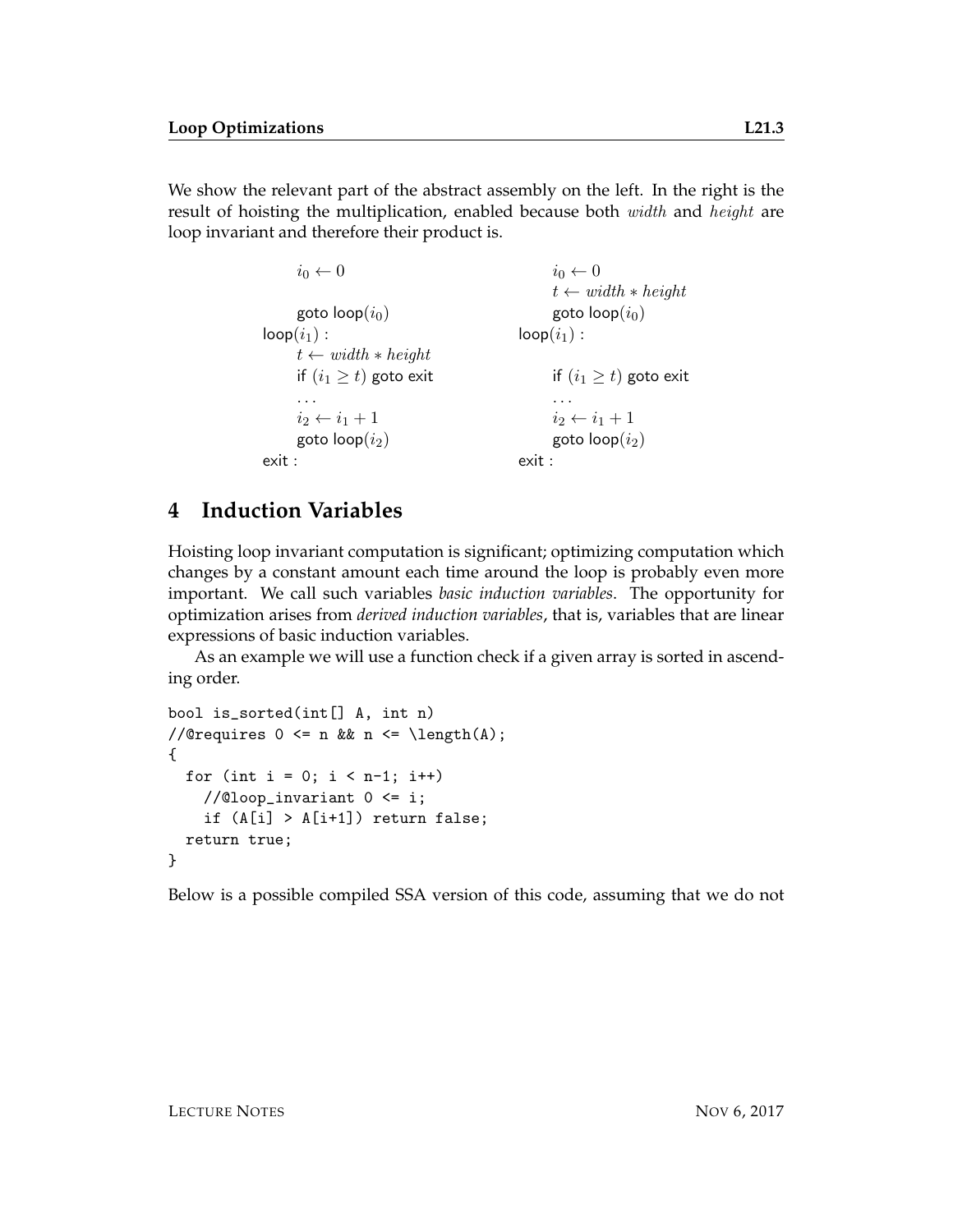We show the relevant part of the abstract assembly on the left. In the right is the result of hoisting the multiplication, enabled because both $width$ and $height$ are loop invariant and therefore their product is.

| | |
|---|---|
| $\quad i_0 \leftarrow 0$ | $\quad i_0 \leftarrow 0$ |
| | $\quad t \leftarrow width * height$ |
| $\quad$ goto loop$(i_0)$ | $\quad$ goto loop$(i_0)$ |
| loop$(i_1)$ : | loop$(i_1)$ : |
| $\quad t \leftarrow width * height$ | |
| $\quad$ if $(i_1 \geq t)$ goto exit | $\quad$ if $(i_1 \geq t)$ goto exit |
| $\quad \ldots$ | $\quad \ldots$ |
| $\quad i_2 \leftarrow i_1 + 1$ | $\quad i_2 \leftarrow i_1 + 1$ |
| $\quad$ goto loop$(i_2)$ | $\quad$ goto loop$(i_2)$ |
| exit : | exit : |

## 4 Induction Variables

Hoisting loop invariant computation is significant; optimizing computation which changes by a constant amount each time around the loop is probably even more important. We call such variables *basic induction variables*. The opportunity for optimization arises from *derived induction variables*, that is, variables that are linear expressions of basic induction variables.

As an example we will use a function check if a given array is sorted in ascending order.

```
bool is_sorted(int[] A, int n)
//@requires 0 <= n && n <= \length(A);
{
  for (int i = 0; i < n-1; i++)
    //@loop_invariant 0 <= i;
    if (A[i] > A[i+1]) return false;
  return true;
}
```

Below is a possible compiled SSA version of this code, assuming that we do not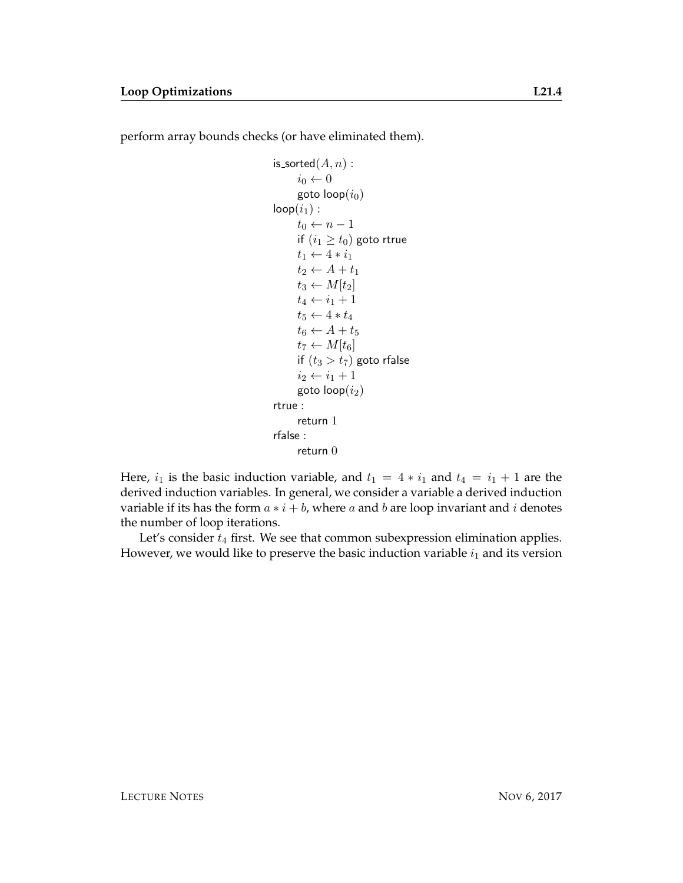perform array bounds checks (or have eliminated them).

$$
\begin{array}{l}
\mathsf{is\_sorted}(A, n) : \\
\quad i_0 \leftarrow 0 \\
\quad \mathsf{goto\ loop}(i_0) \\
\mathsf{loop}(i_1) : \\
\quad t_0 \leftarrow n - 1 \\
\quad \mathsf{if}\ (i_1 \geq t_0)\ \mathsf{goto\ rtrue} \\
\quad t_1 \leftarrow 4 * i_1 \\
\quad t_2 \leftarrow A + t_1 \\
\quad t_3 \leftarrow M[t_2] \\
\quad t_4 \leftarrow i_1 + 1 \\
\quad t_5 \leftarrow 4 * t_4 \\
\quad t_6 \leftarrow A + t_5 \\
\quad t_7 \leftarrow M[t_6] \\
\quad \mathsf{if}\ (t_3 > t_7)\ \mathsf{goto\ rfalse} \\
\quad i_2 \leftarrow i_1 + 1 \\
\quad \mathsf{goto\ loop}(i_2) \\
\mathsf{rtrue} : \\
\quad \mathsf{return}\ 1 \\
\mathsf{rfalse} : \\
\quad \mathsf{return}\ 0
\end{array}
$$

Here, $i_1$ is the basic induction variable, and $t_1 = 4 * i_1$ and $t_4 = i_1 + 1$ are the derived induction variables. In general, we consider a variable a derived induction variable if its has the form $a * i + b$, where $a$ and $b$ are loop invariant and $i$ denotes the number of loop iterations.

Let's consider $t_4$ first. We see that common subexpression elimination applies. However, we would like to preserve the basic induction variable $i_1$ and its version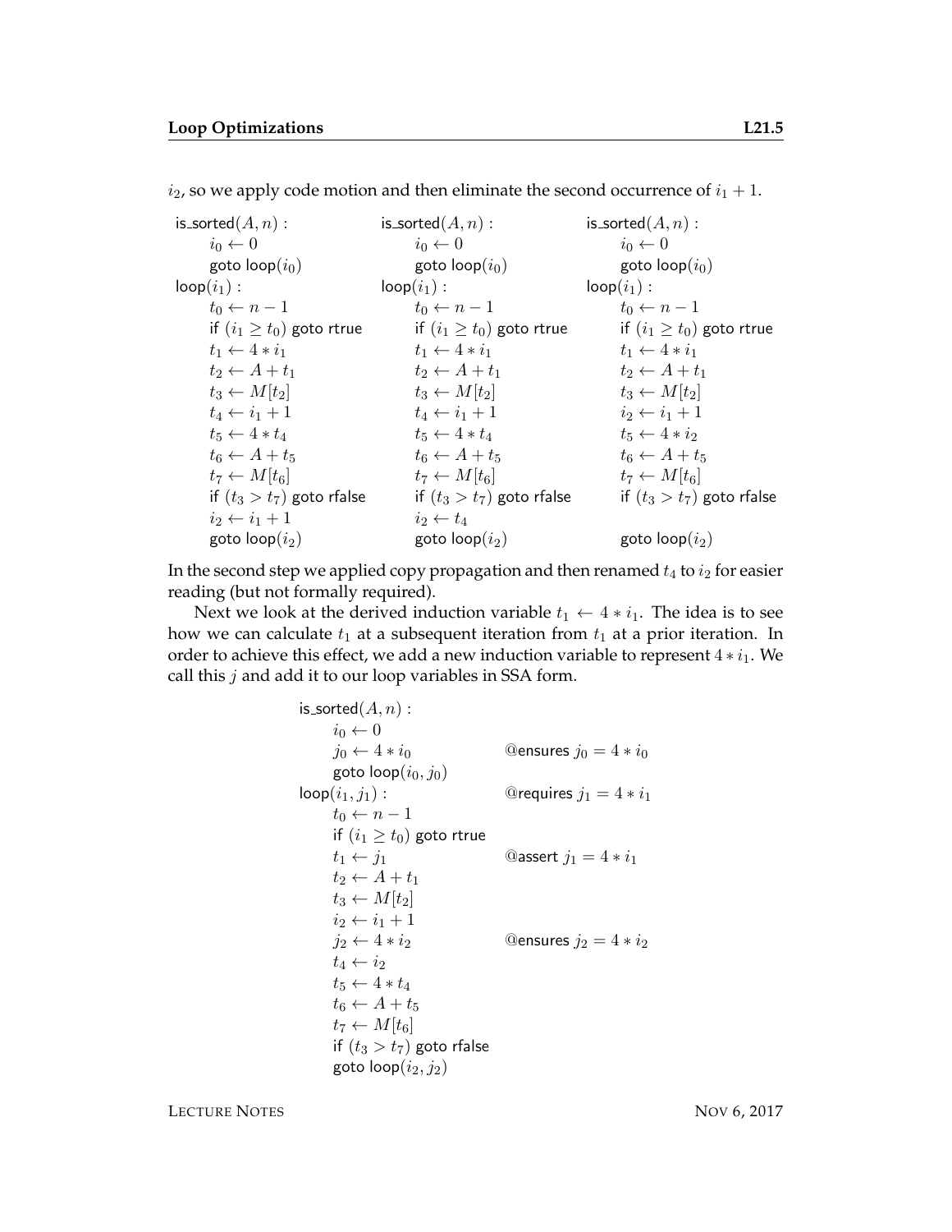$i_2$, so we apply code motion and then eliminate the second occurrence of $i_1 + 1$.

| | | |
|---|---|---|
| is_sorted$(A, n)$ : | is_sorted$(A, n)$ : | is_sorted$(A, n)$ : |
| $\quad i_0 \leftarrow 0$ | $\quad i_0 \leftarrow 0$ | $\quad i_0 \leftarrow 0$ |
| $\quad$ goto loop$(i_0)$ | $\quad$ goto loop$(i_0)$ | $\quad$ goto loop$(i_0)$ |
| loop$(i_1)$ : | loop$(i_1)$ : | loop$(i_1)$ : |
| $\quad t_0 \leftarrow n - 1$ | $\quad t_0 \leftarrow n - 1$ | $\quad t_0 \leftarrow n - 1$ |
| $\quad$ if $(i_1 \geq t_0)$ goto rtrue | $\quad$ if $(i_1 \geq t_0)$ goto rtrue | $\quad$ if $(i_1 \geq t_0)$ goto rtrue |
| $\quad t_1 \leftarrow 4 * i_1$ | $\quad t_1 \leftarrow 4 * i_1$ | $\quad t_1 \leftarrow 4 * i_1$ |
| $\quad t_2 \leftarrow A + t_1$ | $\quad t_2 \leftarrow A + t_1$ | $\quad t_2 \leftarrow A + t_1$ |
| $\quad t_3 \leftarrow M[t_2]$ | $\quad t_3 \leftarrow M[t_2]$ | $\quad t_3 \leftarrow M[t_2]$ |
| $\quad t_4 \leftarrow i_1 + 1$ | $\quad t_4 \leftarrow i_1 + 1$ | $\quad i_2 \leftarrow i_1 + 1$ |
| $\quad t_5 \leftarrow 4 * t_4$ | $\quad t_5 \leftarrow 4 * t_4$ | $\quad t_5 \leftarrow 4 * i_2$ |
| $\quad t_6 \leftarrow A + t_5$ | $\quad t_6 \leftarrow A + t_5$ | $\quad t_6 \leftarrow A + t_5$ |
| $\quad t_7 \leftarrow M[t_6]$ | $\quad t_7 \leftarrow M[t_6]$ | $\quad t_7 \leftarrow M[t_6]$ |
| $\quad$ if $(t_3 > t_7)$ goto rfalse | $\quad$ if $(t_3 > t_7)$ goto rfalse | $\quad$ if $(t_3 > t_7)$ goto rfalse |
| $\quad i_2 \leftarrow i_1 + 1$ | $\quad i_2 \leftarrow t_4$ | |
| $\quad$ goto loop$(i_2)$ | $\quad$ goto loop$(i_2)$ | $\quad$ goto loop$(i_2)$ |

In the second step we applied copy propagation and then renamed $t_4$ to $i_2$ for easier reading (but not formally required).

Next we look at the derived induction variable $t_1 \leftarrow 4 * i_1$. The idea is to see how we can calculate $t_1$ at a subsequent iteration from $t_1$ at a prior iteration. In order to achieve this effect, we add a new induction variable to represent $4 * i_1$. We call this $j$ and add it to our loop variables in SSA form.

```
is_sorted(A, n) :
    i0 ← 0
    j0 ← 4 ∗ i0                    @ensures j0 = 4 ∗ i0
    goto loop(i0, j0)
loop(i1, j1) :                     @requires j1 = 4 ∗ i1
    t0 ← n − 1
    if (i1 ≥ t0) goto rtrue
    t1 ← j1                        @assert j1 = 4 ∗ i1
    t2 ← A + t1
    t3 ← M[t2]
    i2 ← i1 + 1
    j2 ← 4 ∗ i2                    @ensures j2 = 4 ∗ i2
    t4 ← i2
    t5 ← 4 ∗ t4
    t6 ← A + t5
    t7 ← M[t6]
    if (t3 > t7) goto rfalse
    goto loop(i2, j2)
```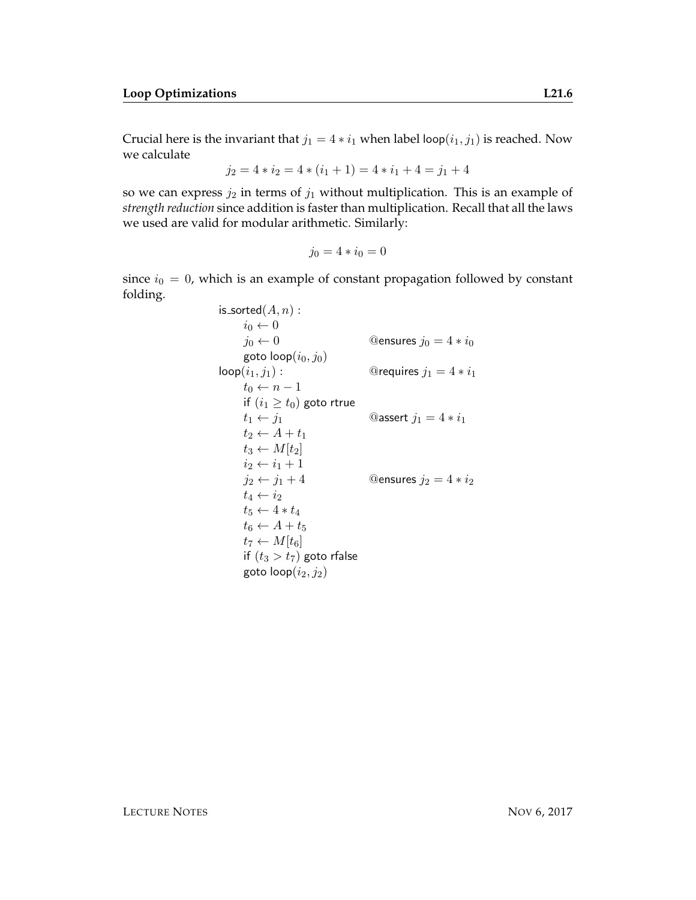Crucial here is the invariant that $j_1 = 4 * i_1$ when label $\mathsf{loop}(i_1, j_1)$ is reached. Now we calculate

$$j_2 = 4 * i_2 = 4 * (i_1 + 1) = 4 * i_1 + 4 = j_1 + 4$$

so we can express $j_2$ in terms of $j_1$ without multiplication. This is an example of *strength reduction* since addition is faster than multiplication. Recall that all the laws we used are valid for modular arithmetic. Similarly:

$$j_0 = 4 * i_0 = 0$$

since $i_0 = 0$, which is an example of constant propagation followed by constant folding.

```
is_sorted(A, n) :
    i0 ← 0
    j0 ← 0                      @ensures j0 = 4 * i0
    goto loop(i0, j0)
loop(i1, j1) :                  @requires j1 = 4 * i1
    t0 ← n − 1
    if (i1 ≥ t0) goto rtrue
    t1 ← j1                     @assert j1 = 4 * i1
    t2 ← A + t1
    t3 ← M[t2]
    i2 ← i1 + 1
    j2 ← j1 + 4                 @ensures j2 = 4 * i2
    t4 ← i2
    t5 ← 4 * t4
    t6 ← A + t5
    t7 ← M[t6]
    if (t3 > t7) goto rfalse
    goto loop(i2, j2)
```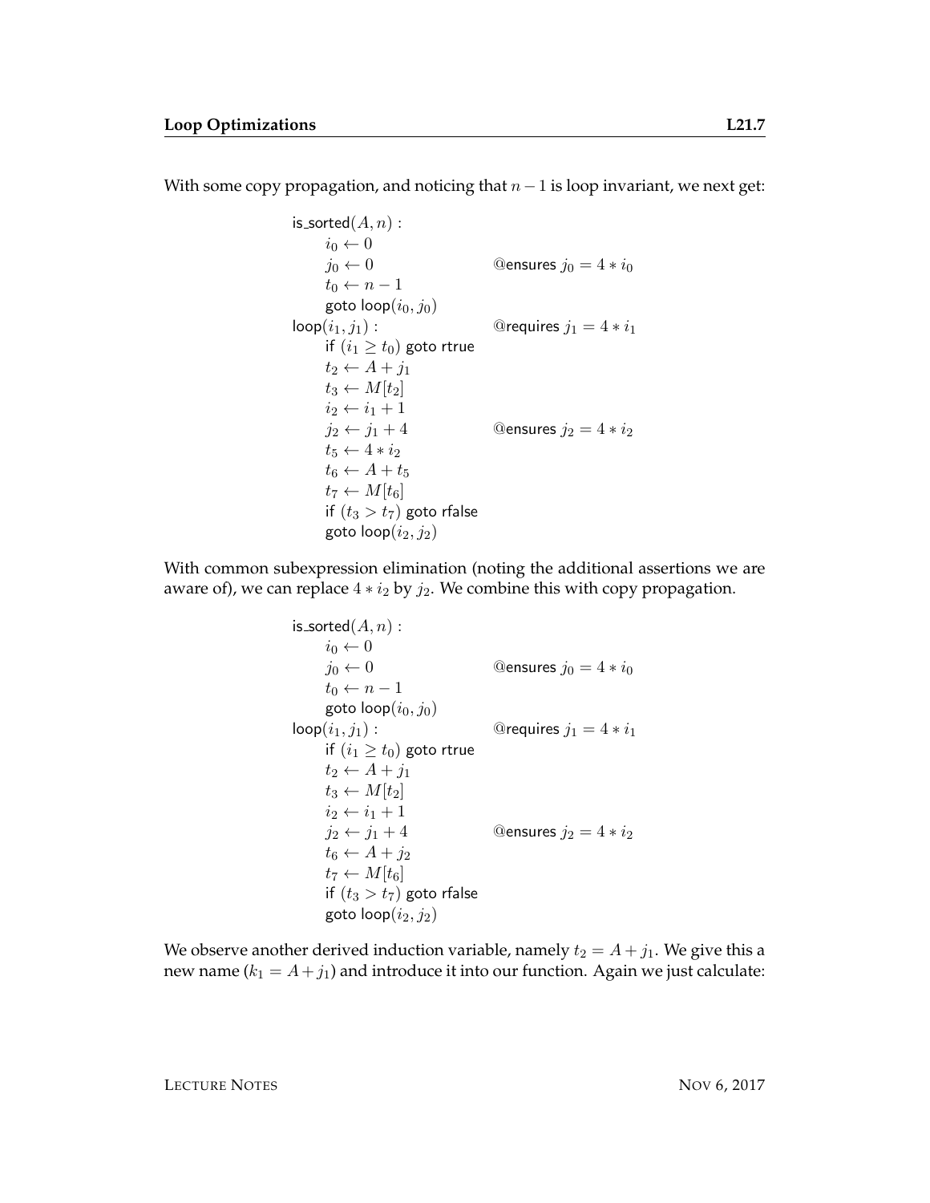With some copy propagation, and noticing that $n - 1$ is loop invariant, we next get:

$$
\begin{array}{ll}
\mathsf{is\_sorted}(A, n): & \\
\quad i_0 \leftarrow 0 & \\
\quad j_0 \leftarrow 0 & \text{@ensures } j_0 = 4 * i_0 \\
\quad t_0 \leftarrow n - 1 & \\
\quad \mathsf{goto\ loop}(i_0, j_0) & \\
\mathsf{loop}(i_1, j_1): & \text{@requires } j_1 = 4 * i_1 \\
\quad \mathsf{if}\ (i_1 \geq t_0)\ \mathsf{goto\ rtrue} & \\
\quad t_2 \leftarrow A + j_1 & \\
\quad t_3 \leftarrow M[t_2] & \\
\quad i_2 \leftarrow i_1 + 1 & \\
\quad j_2 \leftarrow j_1 + 4 & \text{@ensures } j_2 = 4 * i_2 \\
\quad t_5 \leftarrow 4 * i_2 & \\
\quad t_6 \leftarrow A + t_5 & \\
\quad t_7 \leftarrow M[t_6] & \\
\quad \mathsf{if}\ (t_3 > t_7)\ \mathsf{goto\ rfalse} & \\
\quad \mathsf{goto\ loop}(i_2, j_2) &
\end{array}
$$

With common subexpression elimination (noting the additional assertions we are aware of), we can replace $4 * i_2$ by $j_2$. We combine this with copy propagation.

$$
\begin{array}{ll}
\mathsf{is\_sorted}(A, n): & \\
\quad i_0 \leftarrow 0 & \\
\quad j_0 \leftarrow 0 & \text{@ensures } j_0 = 4 * i_0 \\
\quad t_0 \leftarrow n - 1 & \\
\quad \mathsf{goto\ loop}(i_0, j_0) & \\
\mathsf{loop}(i_1, j_1): & \text{@requires } j_1 = 4 * i_1 \\
\quad \mathsf{if}\ (i_1 \geq t_0)\ \mathsf{goto\ rtrue} & \\
\quad t_2 \leftarrow A + j_1 & \\
\quad t_3 \leftarrow M[t_2] & \\
\quad i_2 \leftarrow i_1 + 1 & \\
\quad j_2 \leftarrow j_1 + 4 & \text{@ensures } j_2 = 4 * i_2 \\
\quad t_6 \leftarrow A + j_2 & \\
\quad t_7 \leftarrow M[t_6] & \\
\quad \mathsf{if}\ (t_3 > t_7)\ \mathsf{goto\ rfalse} & \\
\quad \mathsf{goto\ loop}(i_2, j_2) &
\end{array}
$$

We observe another derived induction variable, namely $t_2 = A + j_1$. We give this a new name ($k_1 = A + j_1$) and introduce it into our function. Again we just calculate: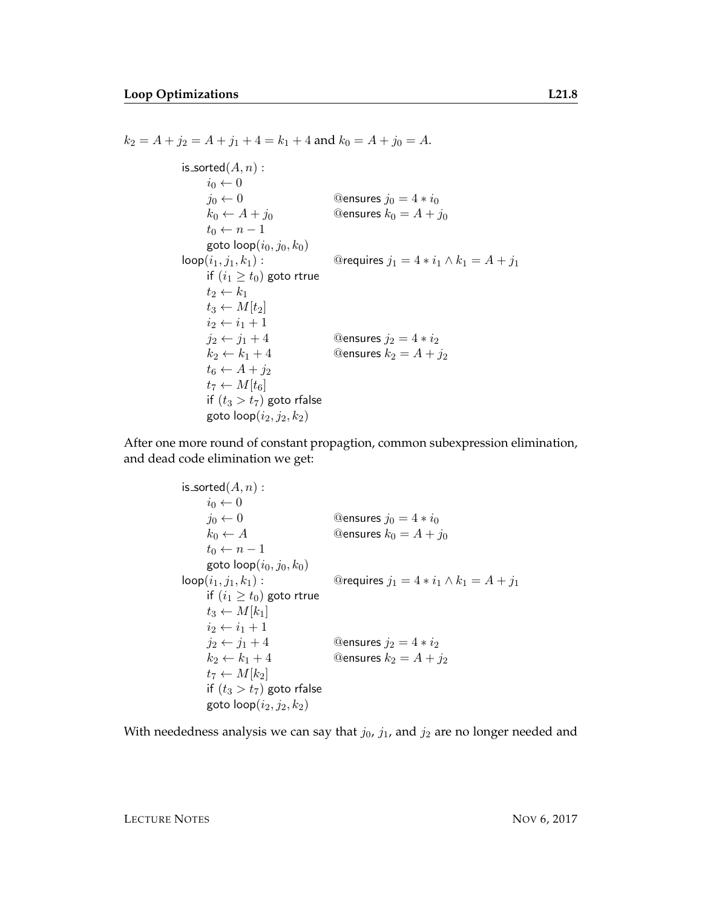$k_2 = A + j_2 = A + j_1 + 4 = k_1 + 4$ and $k_0 = A + j_0 = A$.

```
is_sorted(A, n) :
    i0 ← 0
    j0 ← 0                  @ensures j0 = 4 * i0
    k0 ← A + j0             @ensures k0 = A + j0
    t0 ← n − 1
    goto loop(i0, j0, k0)
loop(i1, j1, k1) :          @requires j1 = 4 * i1 ∧ k1 = A + j1
    if (i1 ≥ t0) goto rtrue
    t2 ← k1
    t3 ← M[t2]
    i2 ← i1 + 1
    j2 ← j1 + 4             @ensures j2 = 4 * i2
    k2 ← k1 + 4             @ensures k2 = A + j2
    t6 ← A + j2
    t7 ← M[t6]
    if (t3 > t7) goto rfalse
    goto loop(i2, j2, k2)
```

After one more round of constant propagtion, common subexpression elimination, and dead code elimination we get:

```
is_sorted(A, n) :
    i0 ← 0
    j0 ← 0                  @ensures j0 = 4 * i0
    k0 ← A                  @ensures k0 = A + j0
    t0 ← n − 1
    goto loop(i0, j0, k0)
loop(i1, j1, k1) :          @requires j1 = 4 * i1 ∧ k1 = A + j1
    if (i1 ≥ t0) goto rtrue
    t3 ← M[k1]
    i2 ← i1 + 1
    j2 ← j1 + 4             @ensures j2 = 4 * i2
    k2 ← k1 + 4             @ensures k2 = A + j2
    t7 ← M[k2]
    if (t3 > t7) goto rfalse
    goto loop(i2, j2, k2)
```

With neededness analysis we can say that $j_0$, $j_1$, and $j_2$ are no longer needed and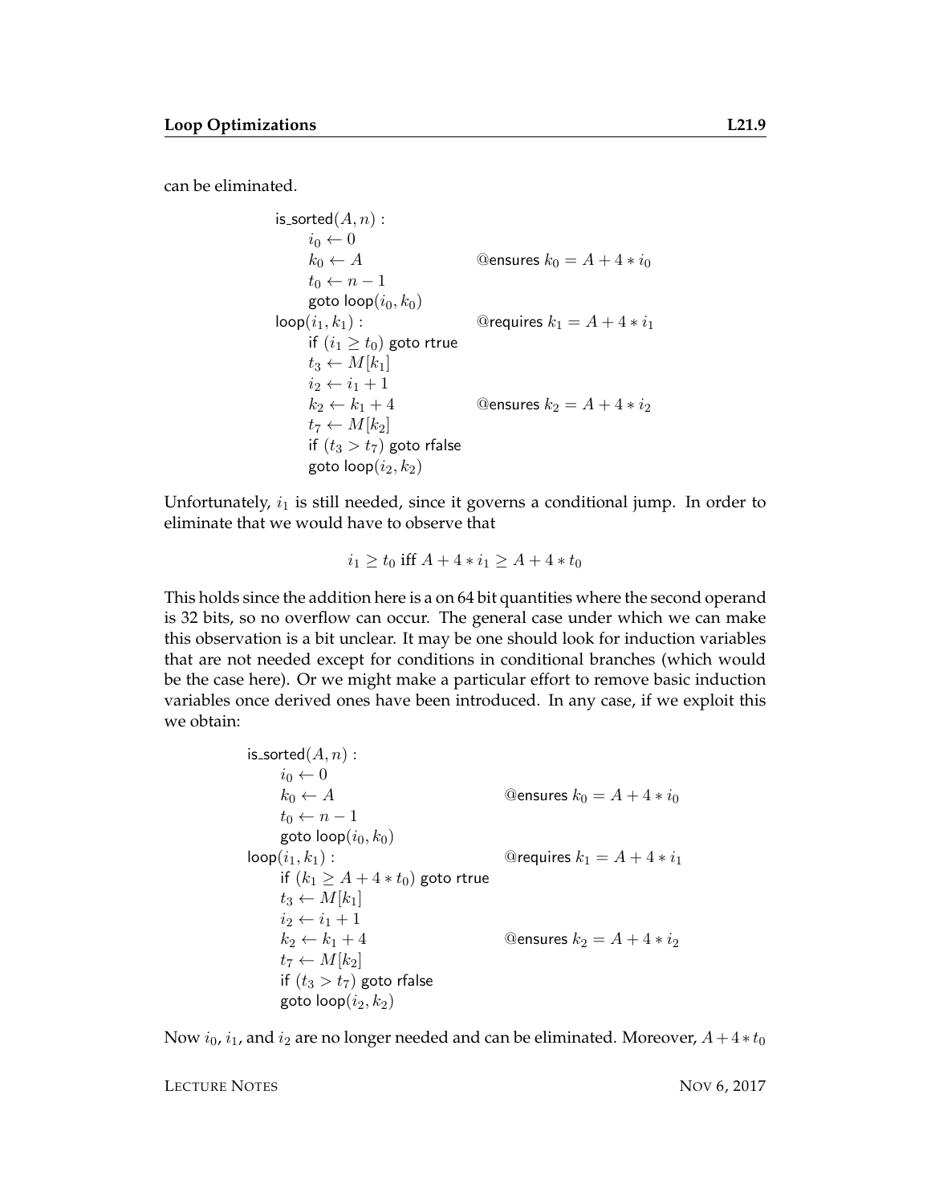can be eliminated.

```
is_sorted(A, n) :
    i₀ ← 0
    k₀ ← A                          @ensures k₀ = A + 4 * i₀
    t₀ ← n − 1
    goto loop(i₀, k₀)
loop(i₁, k₁) :                      @requires k₁ = A + 4 * i₁
    if (i₁ ≥ t₀) goto rtrue
    t₃ ← M[k₁]
    i₂ ← i₁ + 1
    k₂ ← k₁ + 4                     @ensures k₂ = A + 4 * i₂
    t₇ ← M[k₂]
    if (t₃ > t₇) goto rfalse
    goto loop(i₂, k₂)
```

Unfortunately, $i_1$ is still needed, since it governs a conditional jump. In order to eliminate that we would have to observe that

$$i_1 \geq t_0 \text{ iff } A + 4 * i_1 \geq A + 4 * t_0$$

This holds since the addition here is a on 64 bit quantities where the second operand is 32 bits, so no overflow can occur. The general case under which we can make this observation is a bit unclear. It may be one should look for induction variables that are not needed except for conditions in conditional branches (which would be the case here). Or we might make a particular effort to remove basic induction variables once derived ones have been introduced. In any case, if we exploit this we obtain:

```
is_sorted(A, n) :
    i₀ ← 0
    k₀ ← A                          @ensures k₀ = A + 4 * i₀
    t₀ ← n − 1
    goto loop(i₀, k₀)
loop(i₁, k₁) :                      @requires k₁ = A + 4 * i₁
    if (k₁ ≥ A + 4 * t₀) goto rtrue
    t₃ ← M[k₁]
    i₂ ← i₁ + 1
    k₂ ← k₁ + 4                     @ensures k₂ = A + 4 * i₂
    t₇ ← M[k₂]
    if (t₃ > t₇) goto rfalse
    goto loop(i₂, k₂)
```

Now $i_0$, $i_1$, and $i_2$ are no longer needed and can be eliminated. Moreover, $A + 4 * t_0$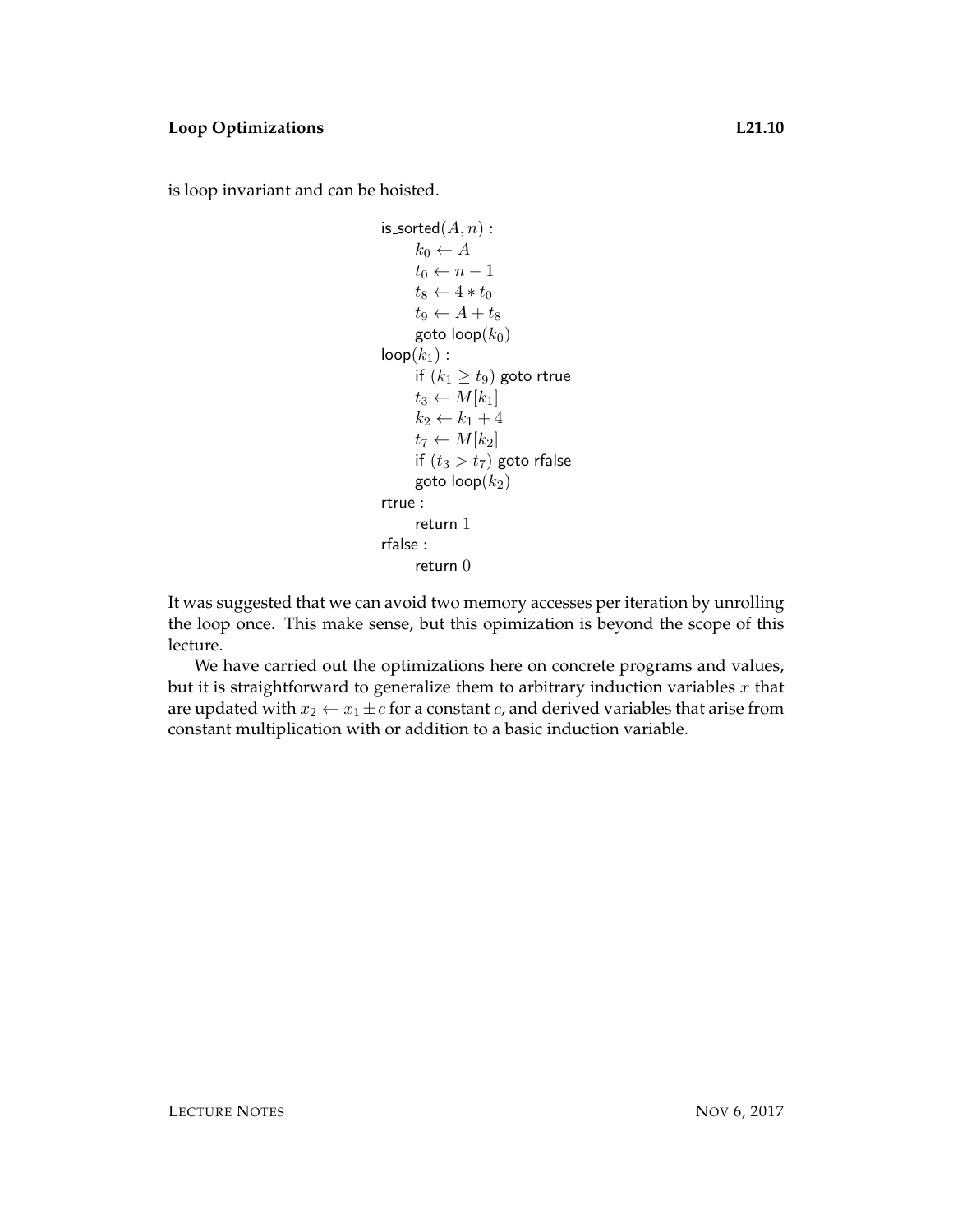is loop invariant and can be hoisted.

```
is_sorted(A, n) :
    k0 ← A
    t0 ← n − 1
    t8 ← 4 ∗ t0
    t9 ← A + t8
    goto loop(k0)
loop(k1) :
    if (k1 ≥ t9) goto rtrue
    t3 ← M[k1]
    k2 ← k1 + 4
    t7 ← M[k2]
    if (t3 > t7) goto rfalse
    goto loop(k2)
rtrue :
    return 1
rfalse :
    return 0
```

It was suggested that we can avoid two memory accesses per iteration by unrolling the loop once. This make sense, but this opimization is beyond the scope of this lecture.

We have carried out the optimizations here on concrete programs and values, but it is straightforward to generalize them to arbitrary induction variables $x$ that are updated with $x_2 \leftarrow x_1 \pm c$ for a constant $c$, and derived variables that arise from constant multiplication with or addition to a basic induction variable.